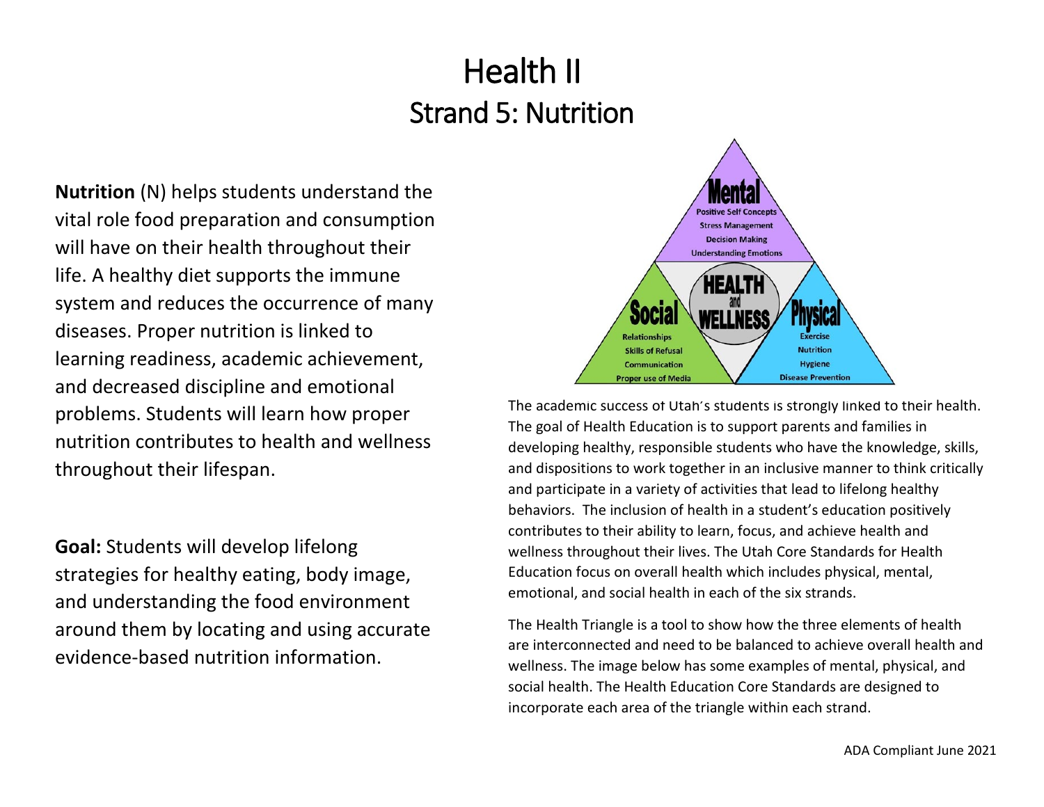# Health II

## Strand 5: Nutrition

**Nutrition** (N) helps students understand the vital role food preparation and consumption will have on their health throughout their life. A healthy diet supports the immune system and reduces the occurrence of many diseases. Proper nutrition is linked to learning readiness, academic achievement, and decreased discipline and emotional problems. Students will learn how proper nutrition contributes to health and wellness throughout their lifespan.

**Goal:** Students will develop lifelong strategies for healthy eating, body image, and understanding the food environment around them by locating and using accurate evidence-based nutrition information.

The academic success of Utah's students is strongly linked to their health. The goal of Health Education is to support parents and families in developing healthy, responsible students who have the knowledge, skills, and dispositions to work together in an inclusive manner to think critically and participate in a variety of activities that lead to lifelong healthy behaviors. The inclusion of health in a student's education positively contributes to their ability to learn, focus, and achieve health and wellness throughout their lives. The Utah Core Standards for Health Education focus on overall health which includes physical, mental, emotional, and social health in each of the six strands.

The Health Triangle is a tool to show how the three elements of health are interconnected and need to be balanced to achieve overall health and wellness. The image below has some examples of mental, physical, and social health. The Health Education Core Standards are designed to incorporate each area of the triangle within each strand.

ADA Compliant June 2021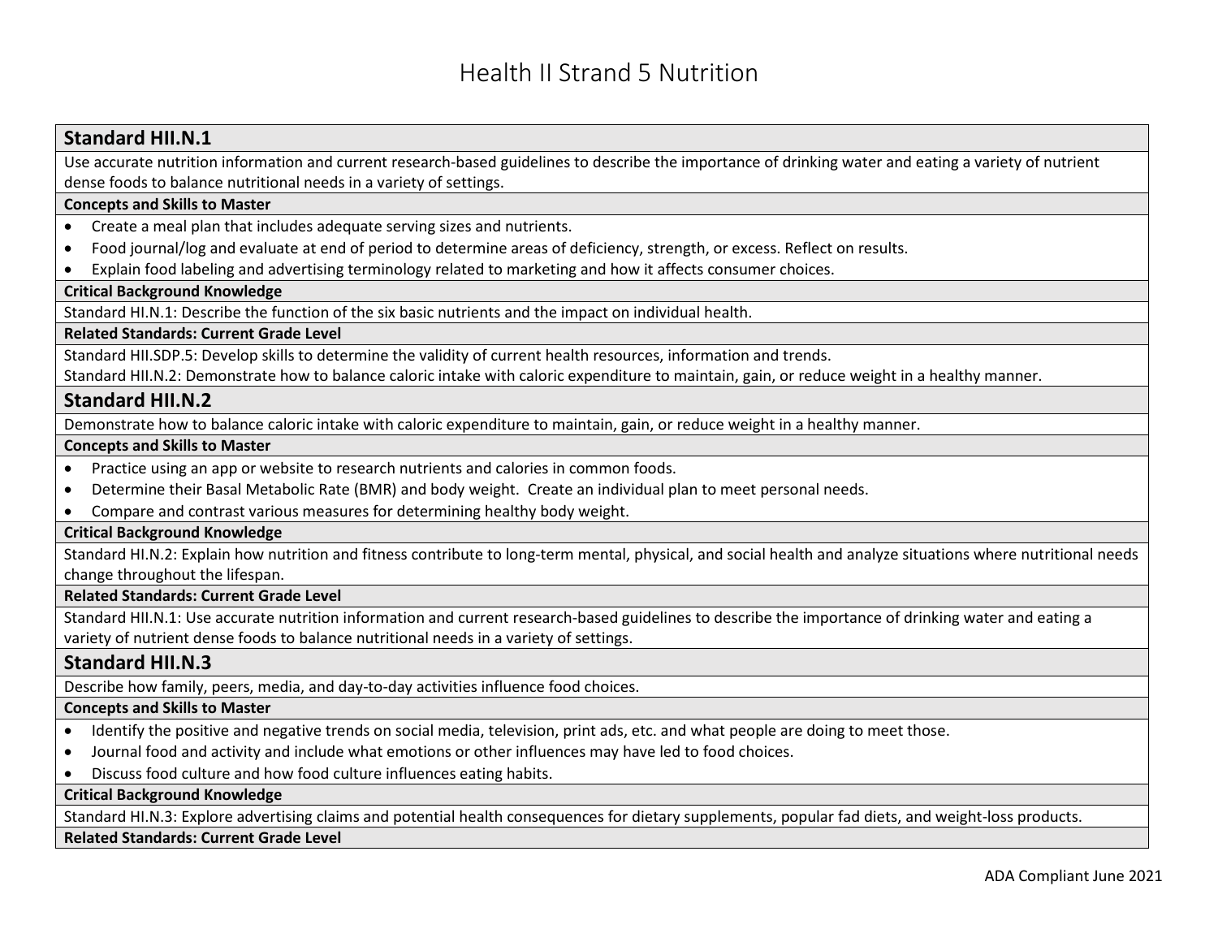# Health II Strand 5 Nutrition

## Standard HII.N.1

Use accurate nutrition information and current research-based guidelines to describe the importance of drinking water and eating a variety of nutrient dense foods to balance nutritional needs in a variety of settings.

**Concepts and Skills to Master**

- Create a meal plan that includes adequate serving sizes and nutrients.
- Food journal/log and evaluate at end of period to determine areas of deficiency, strength, or excess. Reflect on results.
- Explain food labeling and advertising terminology related to marketing and how it affects consumer choices.

**Critical Background Knowledge**

Standard HI.N.1: Describe the function of the six basic nutrients and the impact on individual health.

**Related Standards: Current Grade Level**

Standard HII.SDP.5: Develop skills to determine the validity of current health resources, information and trends.
Standard HII.N.2: Demonstrate how to balance caloric intake with caloric expenditure to maintain, gain, or reduce weight in a healthy manner.

## Standard HII.N.2

Demonstrate how to balance caloric intake with caloric expenditure to maintain, gain, or reduce weight in a healthy manner.

**Concepts and Skills to Master**

- Practice using an app or website to research nutrients and calories in common foods.
- Determine their Basal Metabolic Rate (BMR) and body weight. Create an individual plan to meet personal needs.
- Compare and contrast various measures for determining healthy body weight.

**Critical Background Knowledge**

Standard HI.N.2: Explain how nutrition and fitness contribute to long-term mental, physical, and social health and analyze situations where nutritional needs change throughout the lifespan.

**Related Standards: Current Grade Level**

Standard HII.N.1: Use accurate nutrition information and current research-based guidelines to describe the importance of drinking water and eating a variety of nutrient dense foods to balance nutritional needs in a variety of settings.

## Standard HII.N.3

Describe how family, peers, media, and day-to-day activities influence food choices.

**Concepts and Skills to Master**

- Identify the positive and negative trends on social media, television, print ads, etc. and what people are doing to meet those.
- Journal food and activity and include what emotions or other influences may have led to food choices.
- Discuss food culture and how food culture influences eating habits.

**Critical Background Knowledge**

Standard HI.N.3: Explore advertising claims and potential health consequences for dietary supplements, popular fad diets, and weight-loss products.

**Related Standards: Current Grade Level**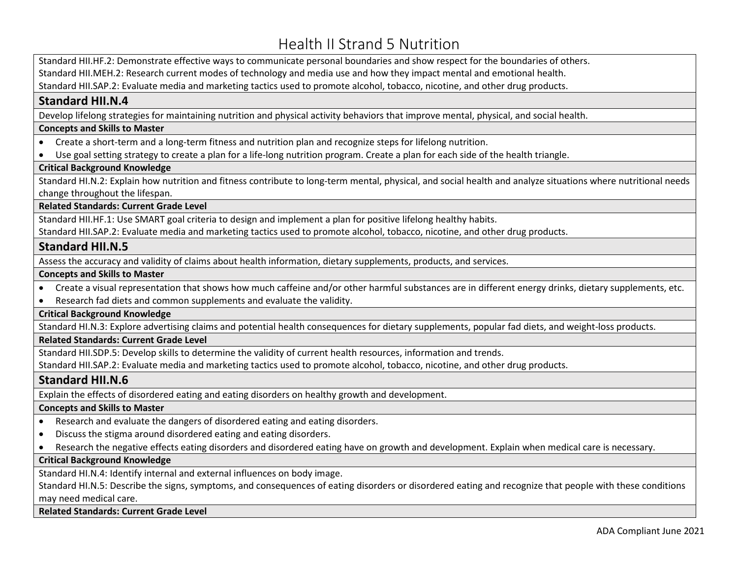# Health II Strand 5 Nutrition

Standard HII.HF.2: Demonstrate effective ways to communicate personal boundaries and show respect for the boundaries of others.
Standard HII.MEH.2: Research current modes of technology and media use and how they impact mental and emotional health.
Standard HII.SAP.2: Evaluate media and marketing tactics used to promote alcohol, tobacco, nicotine, and other drug products.

## Standard HII.N.4

Develop lifelong strategies for maintaining nutrition and physical activity behaviors that improve mental, physical, and social health.

**Concepts and Skills to Master**

- Create a short-term and a long-term fitness and nutrition plan and recognize steps for lifelong nutrition.
- Use goal setting strategy to create a plan for a life-long nutrition program. Create a plan for each side of the health triangle.

**Critical Background Knowledge**

Standard HI.N.2: Explain how nutrition and fitness contribute to long-term mental, physical, and social health and analyze situations where nutritional needs change throughout the lifespan.

**Related Standards: Current Grade Level**

Standard HII.HF.1: Use SMART goal criteria to design and implement a plan for positive lifelong healthy habits.
Standard HII.SAP.2: Evaluate media and marketing tactics used to promote alcohol, tobacco, nicotine, and other drug products.

## Standard HII.N.5

Assess the accuracy and validity of claims about health information, dietary supplements, products, and services.

**Concepts and Skills to Master**

- Create a visual representation that shows how much caffeine and/or other harmful substances are in different energy drinks, dietary supplements, etc.
- Research fad diets and common supplements and evaluate the validity.

**Critical Background Knowledge**

Standard HI.N.3: Explore advertising claims and potential health consequences for dietary supplements, popular fad diets, and weight-loss products.

**Related Standards: Current Grade Level**

Standard HII.SDP.5: Develop skills to determine the validity of current health resources, information and trends.
Standard HII.SAP.2: Evaluate media and marketing tactics used to promote alcohol, tobacco, nicotine, and other drug products.

## Standard HII.N.6

Explain the effects of disordered eating and eating disorders on healthy growth and development.

**Concepts and Skills to Master**

- Research and evaluate the dangers of disordered eating and eating disorders.
- Discuss the stigma around disordered eating and eating disorders.
- Research the negative effects eating disorders and disordered eating have on growth and development. Explain when medical care is necessary.

**Critical Background Knowledge**

Standard HI.N.4: Identify internal and external influences on body image.
Standard HI.N.5: Describe the signs, symptoms, and consequences of eating disorders or disordered eating and recognize that people with these conditions may need medical care.

**Related Standards: Current Grade Level**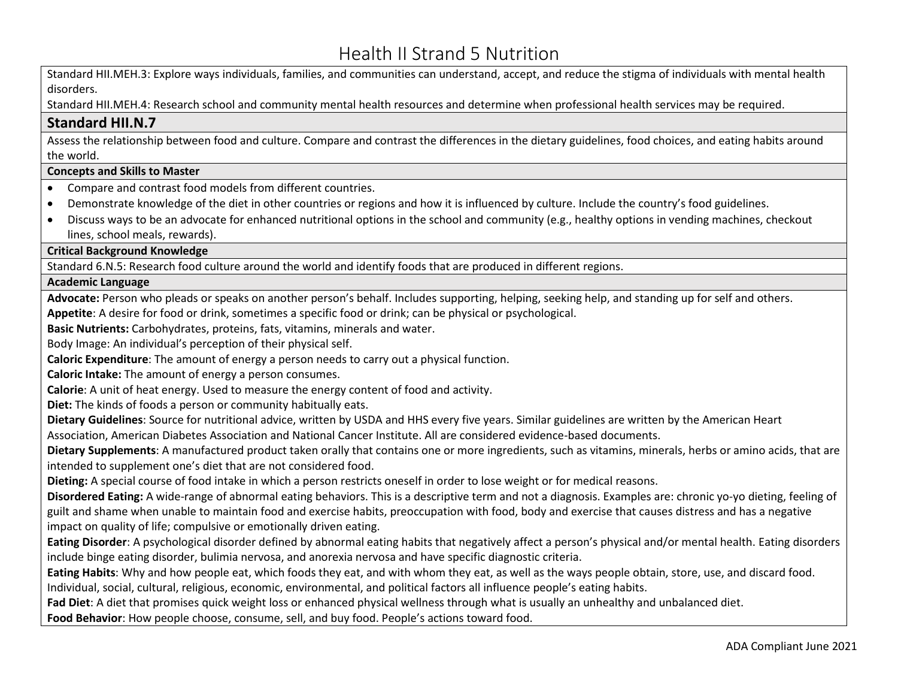# Health II Strand 5 Nutrition

Standard HII.MEH.3: Explore ways individuals, families, and communities can understand, accept, and reduce the stigma of individuals with mental health disorders.

Standard HII.MEH.4: Research school and community mental health resources and determine when professional health services may be required.

## Standard HII.N.7

Assess the relationship between food and culture. Compare and contrast the differences in the dietary guidelines, food choices, and eating habits around the world.

### Concepts and Skills to Master

- Compare and contrast food models from different countries.
- Demonstrate knowledge of the diet in other countries or regions and how it is influenced by culture. Include the country's food guidelines.
- Discuss ways to be an advocate for enhanced nutritional options in the school and community (e.g., healthy options in vending machines, checkout lines, school meals, rewards).

### Critical Background Knowledge

Standard 6.N.5: Research food culture around the world and identify foods that are produced in different regions.

### Academic Language

**Advocate:** Person who pleads or speaks on another person's behalf. Includes supporting, helping, seeking help, and standing up for self and others.

**Appetite**: A desire for food or drink, sometimes a specific food or drink; can be physical or psychological.

**Basic Nutrients:** Carbohydrates, proteins, fats, vitamins, minerals and water.

Body Image: An individual's perception of their physical self.

**Caloric Expenditure**: The amount of energy a person needs to carry out a physical function.

**Caloric Intake:** The amount of energy a person consumes.

**Calorie**: A unit of heat energy. Used to measure the energy content of food and activity.

**Diet:** The kinds of foods a person or community habitually eats.

**Dietary Guidelines**: Source for nutritional advice, written by USDA and HHS every five years. Similar guidelines are written by the American Heart Association, American Diabetes Association and National Cancer Institute. All are considered evidence-based documents.

**Dietary Supplements**: A manufactured product taken orally that contains one or more ingredients, such as vitamins, minerals, herbs or amino acids, that are intended to supplement one's diet that are not considered food.

**Dieting:** A special course of food intake in which a person restricts oneself in order to lose weight or for medical reasons.

**Disordered Eating:** A wide-range of abnormal eating behaviors. This is a descriptive term and not a diagnosis. Examples are: chronic yo-yo dieting, feeling of guilt and shame when unable to maintain food and exercise habits, preoccupation with food, body and exercise that causes distress and has a negative impact on quality of life; compulsive or emotionally driven eating.

**Eating Disorder**: A psychological disorder defined by abnormal eating habits that negatively affect a person's physical and/or mental health. Eating disorders include binge eating disorder, bulimia nervosa, and anorexia nervosa and have specific diagnostic criteria.

**Eating Habits**: Why and how people eat, which foods they eat, and with whom they eat, as well as the ways people obtain, store, use, and discard food. Individual, social, cultural, religious, economic, environmental, and political factors all influence people's eating habits.

**Fad Diet**: A diet that promises quick weight loss or enhanced physical wellness through what is usually an unhealthy and unbalanced diet.

**Food Behavior**: How people choose, consume, sell, and buy food. People's actions toward food.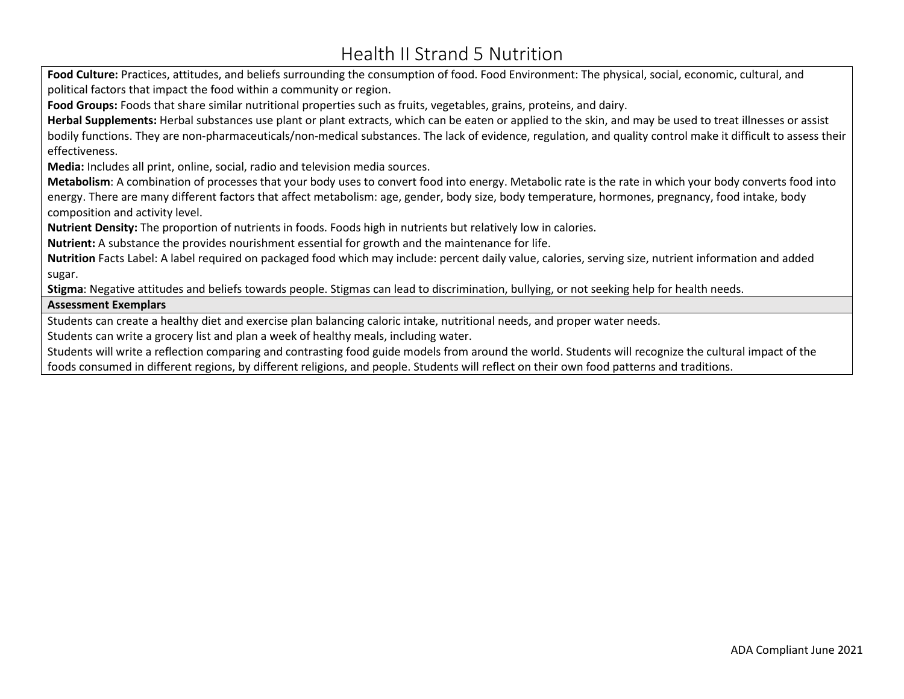# Health II Strand 5 Nutrition

**Food Culture:** Practices, attitudes, and beliefs surrounding the consumption of food. Food Environment: The physical, social, economic, cultural, and political factors that impact the food within a community or region.

**Food Groups:** Foods that share similar nutritional properties such as fruits, vegetables, grains, proteins, and dairy.

**Herbal Supplements:** Herbal substances use plant or plant extracts, which can be eaten or applied to the skin, and may be used to treat illnesses or assist bodily functions. They are non-pharmaceuticals/non-medical substances. The lack of evidence, regulation, and quality control make it difficult to assess their effectiveness.

**Media:** Includes all print, online, social, radio and television media sources.

**Metabolism**: A combination of processes that your body uses to convert food into energy. Metabolic rate is the rate in which your body converts food into energy. There are many different factors that affect metabolism: age, gender, body size, body temperature, hormones, pregnancy, food intake, body composition and activity level.

**Nutrient Density:** The proportion of nutrients in foods. Foods high in nutrients but relatively low in calories.

**Nutrient:** A substance the provides nourishment essential for growth and the maintenance for life.

**Nutrition** Facts Label: A label required on packaged food which may include: percent daily value, calories, serving size, nutrient information and added sugar.

**Stigma**: Negative attitudes and beliefs towards people. Stigmas can lead to discrimination, bullying, or not seeking help for health needs.

**Assessment Exemplars**

Students can create a healthy diet and exercise plan balancing caloric intake, nutritional needs, and proper water needs.

Students can write a grocery list and plan a week of healthy meals, including water.

Students will write a reflection comparing and contrasting food guide models from around the world. Students will recognize the cultural impact of the foods consumed in different regions, by different religions, and people. Students will reflect on their own food patterns and traditions.

ADA Compliant June 2021